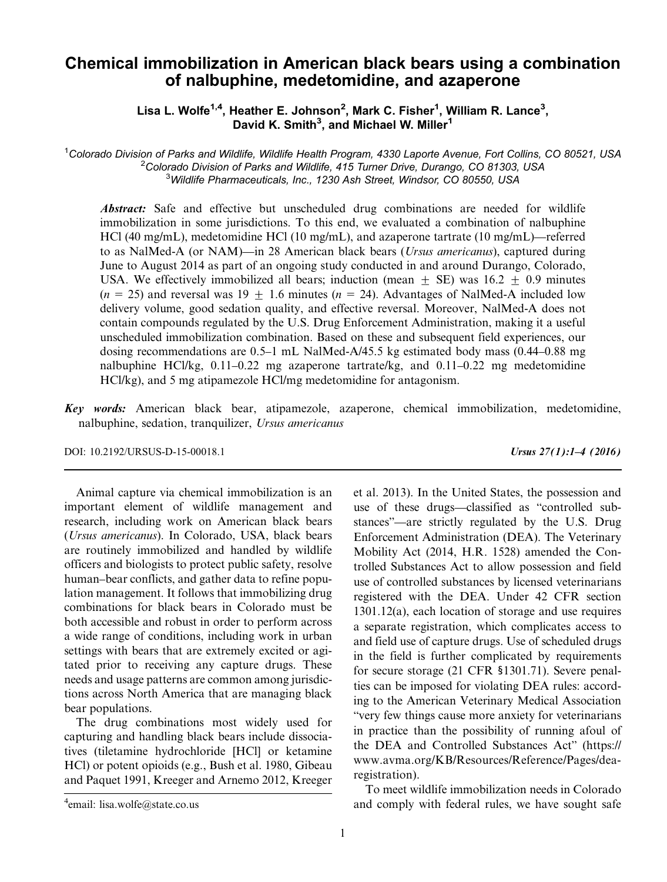# Chemical immobilization in American black bears using a combination of nalbuphine, medetomidine, and azaperone

**Lisa L. Wolfe[1,4], Heather E. Johnson[2], Mark C. Fisher[1], William R. Lance[3], David K. Smith[3], and Michael W. Miller[1]**

[1]*Colorado Division of Parks and Wildlife, Wildlife Health Program, 4330 Laporte Avenue, Fort Collins, CO 80521, USA*
[2]*Colorado Division of Parks and Wildlife, 415 Turner Drive, Durango, CO 81303, USA*
[3]*Wildlife Pharmaceuticals, Inc., 1230 Ash Street, Windsor, CO 80550, USA*

***Abstract:*** Safe and effective but unscheduled drug combinations are needed for wildlife immobilization in some jurisdictions. To this end, we evaluated a combination of nalbuphine HCl (40 mg/mL), medetomidine HCl (10 mg/mL), and azaperone tartrate (10 mg/mL)—referred to as NalMed-A (or NAM)—in 28 American black bears (*Ursus americanus*), captured during June to August 2014 as part of an ongoing study conducted in and around Durango, Colorado, USA. We effectively immobilized all bears; induction (mean $\pm$ SE) was 16.2 $\pm$ 0.9 minutes ($n = 25$) and reversal was 19 $\pm$ 1.6 minutes ($n = 24$). Advantages of NalMed-A included low delivery volume, good sedation quality, and effective reversal. Moreover, NalMed-A does not contain compounds regulated by the U.S. Drug Enforcement Administration, making it a useful unscheduled immobilization combination. Based on these and subsequent field experiences, our dosing recommendations are 0.5–1 mL NalMed-A/45.5 kg estimated body mass (0.44–0.88 mg nalbuphine HCl/kg, 0.11–0.22 mg azaperone tartrate/kg, and 0.11–0.22 mg medetomidine HCl/kg), and 5 mg atipamezole HCl/mg medetomidine for antagonism.

***Key words:*** American black bear, atipamezole, azaperone, chemical immobilization, medetomidine, nalbuphine, sedation, tranquilizer, *Ursus americanus*

DOI: 10.2192/URSUS-D-15-00018.1

Animal capture via chemical immobilization is an important element of wildlife management and research, including work on American black bears (*Ursus americanus*). In Colorado, USA, black bears are routinely immobilized and handled by wildlife officers and biologists to protect public safety, resolve human–bear conflicts, and gather data to refine population management. It follows that immobilizing drug combinations for black bears in Colorado must be both accessible and robust in order to perform across a wide range of conditions, including work in urban settings with bears that are extremely excited or agitated prior to receiving any capture drugs. These needs and usage patterns are common among jurisdictions across North America that are managing black bear populations.

The drug combinations most widely used for capturing and handling black bears include dissociatives (tiletamine hydrochloride [HCl] or ketamine HCl) or potent opioids (e.g., Bush et al. 1980, Gibeau and Paquet 1991, Kreeger and Arnemo 2012, Kreeger et al. 2013). In the United States, the possession and use of these drugs—classified as "controlled substances"—are strictly regulated by the U.S. Drug Enforcement Administration (DEA). The Veterinary Mobility Act (2014, H.R. 1528) amended the Controlled Substances Act to allow possession and field use of controlled substances by licensed veterinarians registered with the DEA. Under 42 CFR section 1301.12(a), each location of storage and use requires a separate registration, which complicates access to and field use of capture drugs. Use of scheduled drugs in the field is further complicated by requirements for secure storage (21 CFR §1301.71). Severe penalties can be imposed for violating DEA rules: according to the American Veterinary Medical Association "very few things cause more anxiety for veterinarians in practice than the possibility of running afoul of the DEA and Controlled Substances Act" (https://www.avma.org/KB/Resources/Reference/Pages/dea-registration).

To meet wildlife immobilization needs in Colorado and comply with federal rules, we have sought safe

[4]email: lisa.wolfe@state.co.us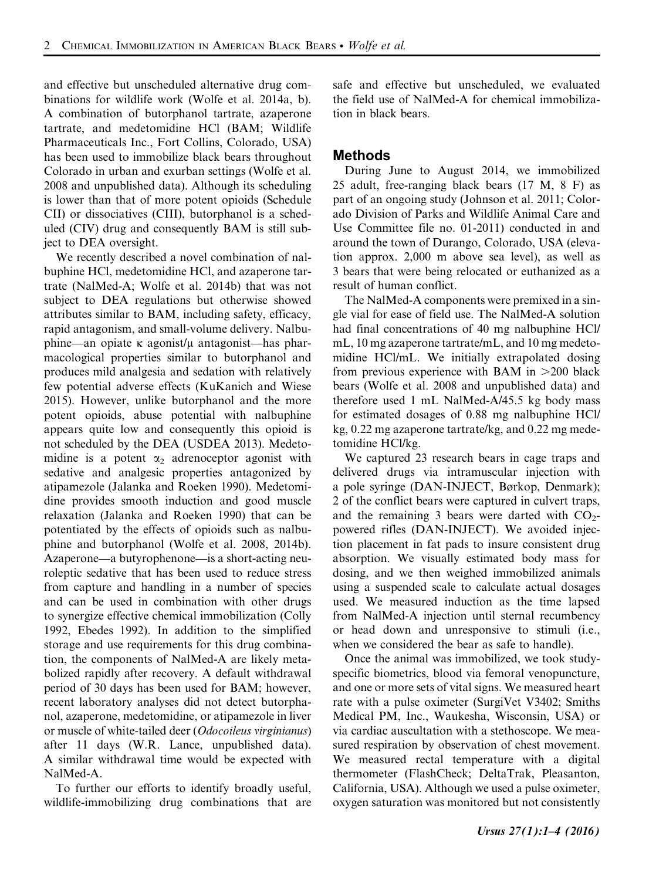and effective but unscheduled alternative drug combinations for wildlife work (Wolfe et al. 2014a, b). A combination of butorphanol tartrate, azaperone tartrate, and medetomidine HCl (BAM; Wildlife Pharmaceuticals Inc., Fort Collins, Colorado, USA) has been used to immobilize black bears throughout Colorado in urban and exurban settings (Wolfe et al. 2008 and unpublished data). Although its scheduling is lower than that of more potent opioids (Schedule CII) or dissociatives (CIII), butorphanol is a scheduled (CIV) drug and consequently BAM is still subject to DEA oversight.

We recently described a novel combination of nalbuphine HCl, medetomidine HCl, and azaperone tartrate (NalMed-A; Wolfe et al. 2014b) that was not subject to DEA regulations but otherwise showed attributes similar to BAM, including safety, efficacy, rapid antagonism, and small-volume delivery. Nalbuphine—an opiate κ agonist/μ antagonist—has pharmacological properties similar to butorphanol and produces mild analgesia and sedation with relatively few potential adverse effects (KuKanich and Wiese 2015). However, unlike butorphanol and the more potent opioids, abuse potential with nalbuphine appears quite low and consequently this opioid is not scheduled by the DEA (USDEA 2013). Medetomidine is a potent $\alpha_2$ adrenoceptor agonist with sedative and analgesic properties antagonized by atipamezole (Jalanka and Roeken 1990). Medetomidine provides smooth induction and good muscle relaxation (Jalanka and Roeken 1990) that can be potentiated by the effects of opioids such as nalbuphine and butorphanol (Wolfe et al. 2008, 2014b). Azaperone—a butyrophenone—is a short-acting neuroleptic sedative that has been used to reduce stress from capture and handling in a number of species and can be used in combination with other drugs to synergize effective chemical immobilization (Colly 1992, Ebedes 1992). In addition to the simplified storage and use requirements for this drug combination, the components of NalMed-A are likely metabolized rapidly after recovery. A default withdrawal period of 30 days has been used for BAM; however, recent laboratory analyses did not detect butorphanol, azaperone, medetomidine, or atipamezole in liver or muscle of white-tailed deer (*Odocoileus virginianus*) after 11 days (W.R. Lance, unpublished data). A similar withdrawal time would be expected with NalMed-A.

To further our efforts to identify broadly useful, wildlife-immobilizing drug combinations that are safe and effective but unscheduled, we evaluated the field use of NalMed-A for chemical immobilization in black bears.

## Methods

During June to August 2014, we immobilized 25 adult, free-ranging black bears (17 M, 8 F) as part of an ongoing study (Johnson et al. 2011; Colorado Division of Parks and Wildlife Animal Care and Use Committee file no. 01-2011) conducted in and around the town of Durango, Colorado, USA (elevation approx. 2,000 m above sea level), as well as 3 bears that were being relocated or euthanized as a result of human conflict.

The NalMed-A components were premixed in a single vial for ease of field use. The NalMed-A solution had final concentrations of 40 mg nalbuphine HCl/mL, 10 mg azaperone tartrate/mL, and 10 mg medetomidine HCl/mL. We initially extrapolated dosing from previous experience with BAM in >200 black bears (Wolfe et al. 2008 and unpublished data) and therefore used 1 mL NalMed-A/45.5 kg body mass for estimated dosages of 0.88 mg nalbuphine HCl/kg, 0.22 mg azaperone tartrate/kg, and 0.22 mg medetomidine HCl/kg.

We captured 23 research bears in cage traps and delivered drugs via intramuscular injection with a pole syringe (DAN-INJECT, Børkop, Denmark); 2 of the conflict bears were captured in culvert traps, and the remaining 3 bears were darted with $CO_2$-powered rifles (DAN-INJECT). We avoided injection placement in fat pads to insure consistent drug absorption. We visually estimated body mass for dosing, and we then weighed immobilized animals using a suspended scale to calculate actual dosages used. We measured induction as the time lapsed from NalMed-A injection until sternal recumbency or head down and unresponsive to stimuli (i.e., when we considered the bear as safe to handle).

Once the animal was immobilized, we took study-specific biometrics, blood via femoral venopuncture, and one or more sets of vital signs. We measured heart rate with a pulse oximeter (SurgiVet V3402; Smiths Medical PM, Inc., Waukesha, Wisconsin, USA) or via cardiac auscultation with a stethoscope. We measured respiration by observation of chest movement. We measured rectal temperature with a digital thermometer (FlashCheck; DeltaTrak, Pleasanton, California, USA). Although we used a pulse oximeter, oxygen saturation was monitored but not consistently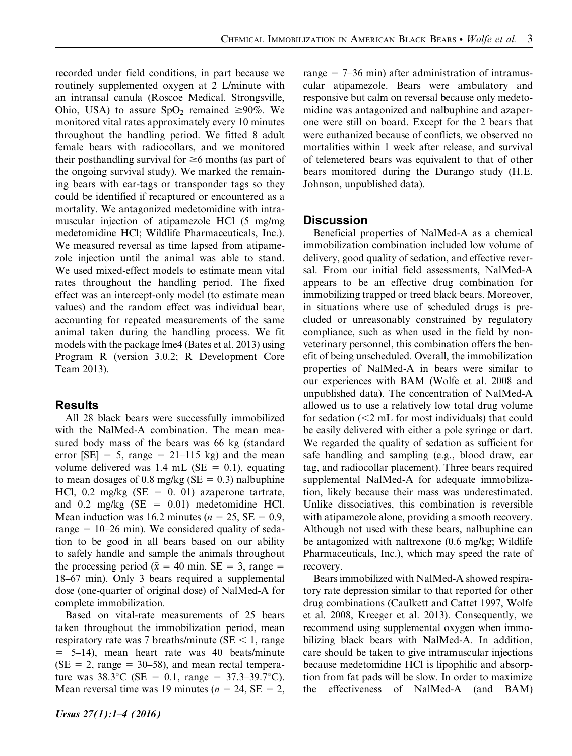recorded under field conditions, in part because we routinely supplemented oxygen at 2 L/minute with an intransal canula (Roscoe Medical, Strongsville, Ohio, USA) to assure $SpO_2$ remained ≥90%. We monitored vital rates approximately every 10 minutes throughout the handling period. We fitted 8 adult female bears with radiocollars, and we monitored their posthandling survival for ≥6 months (as part of the ongoing survival study). We marked the remaining bears with ear-tags or transponder tags so they could be identified if recaptured or encountered as a mortality. We antagonized medetomidine with intramuscular injection of atipamezole HCl (5 mg/mg medetomidine HCl; Wildlife Pharmaceuticals, Inc.). We measured reversal as time lapsed from atipamezole injection until the animal was able to stand. We used mixed-effect models to estimate mean vital rates throughout the handling period. The fixed effect was an intercept-only model (to estimate mean values) and the random effect was individual bear, accounting for repeated measurements of the same animal taken during the handling process. We fit models with the package lme4 (Bates et al. 2013) using Program R (version 3.0.2; R Development Core Team 2013).

## Results

All 28 black bears were successfully immobilized with the NalMed-A combination. The mean measured body mass of the bears was 66 kg (standard error [SE] = 5, range = 21–115 kg) and the mean volume delivered was 1.4 mL (SE = 0.1), equating to mean dosages of 0.8 mg/kg (SE = 0.3) nalbuphine HCl, 0.2 mg/kg (SE = 0. 01) azaperone tartrate, and 0.2 mg/kg (SE = 0.01) medetomidine HCl. Mean induction was 16.2 minutes ($n$ = 25, SE = 0.9, range = 10–26 min). We considered quality of sedation to be good in all bears based on our ability to safely handle and sample the animals throughout the processing period ($\bar{x}$ = 40 min, SE = 3, range = 18–67 min). Only 3 bears required a supplemental dose (one-quarter of original dose) of NalMed-A for complete immobilization.

Based on vital-rate measurements of 25 bears taken throughout the immobilization period, mean respiratory rate was 7 breaths/minute (SE < 1, range = 5–14), mean heart rate was 40 beats/minute (SE = 2, range = 30–58), and mean rectal temperature was 38.3°C (SE = 0.1, range = 37.3–39.7°C). Mean reversal time was 19 minutes ($n$ = 24, SE = 2, range = 7–36 min) after administration of intramuscular atipamezole. Bears were ambulatory and responsive but calm on reversal because only medetomidine was antagonized and nalbuphine and azaperone were still on board. Except for the 2 bears that were euthanized because of conflicts, we observed no mortalities within 1 week after release, and survival of telemetered bears was equivalent to that of other bears monitored during the Durango study (H.E. Johnson, unpublished data).

## Discussion

Beneficial properties of NalMed-A as a chemical immobilization combination included low volume of delivery, good quality of sedation, and effective reversal. From our initial field assessments, NalMed-A appears to be an effective drug combination for immobilizing trapped or treed black bears. Moreover, in situations where use of scheduled drugs is precluded or unreasonably constrained by regulatory compliance, such as when used in the field by non-veterinary personnel, this combination offers the benefit of being unscheduled. Overall, the immobilization properties of NalMed-A in bears were similar to our experiences with BAM (Wolfe et al. 2008 and unpublished data). The concentration of NalMed-A allowed us to use a relatively low total drug volume for sedation (<2 mL for most individuals) that could be easily delivered with either a pole syringe or dart. We regarded the quality of sedation as sufficient for safe handling and sampling (e.g., blood draw, ear tag, and radiocollar placement). Three bears required supplemental NalMed-A for adequate immobilization, likely because their mass was underestimated. Unlike dissociatives, this combination is reversible with atipamezole alone, providing a smooth recovery. Although not used with these bears, nalbuphine can be antagonized with naltrexone (0.6 mg/kg; Wildlife Pharmaceuticals, Inc.), which may speed the rate of recovery.

Bears immobilized with NalMed-A showed respiratory rate depression similar to that reported for other drug combinations (Caulkett and Cattet 1997, Wolfe et al. 2008, Kreeger et al. 2013). Consequently, we recommend using supplemental oxygen when immobilizing black bears with NalMed-A. In addition, care should be taken to give intramuscular injections because medetomidine HCl is lipophilic and absorption from fat pads will be slow. In order to maximize the effectiveness of NalMed-A (and BAM)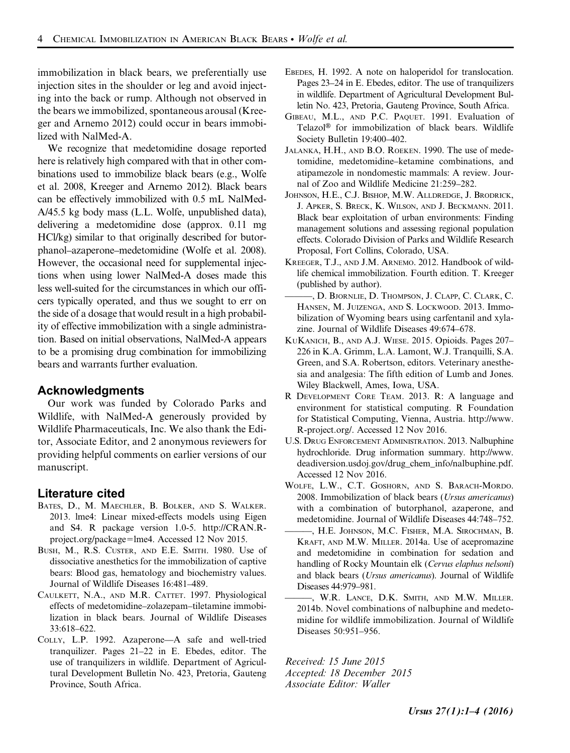immobilization in black bears, we preferentially use injection sites in the shoulder or leg and avoid injecting into the back or rump. Although not observed in the bears we immobilized, spontaneous arousal (Kreeger and Arnemo 2012) could occur in bears immobilized with NalMed-A.

We recognize that medetomidine dosage reported here is relatively high compared with that in other combinations used to immobilize black bears (e.g., Wolfe et al. 2008, Kreeger and Arnemo 2012). Black bears can be effectively immobilized with 0.5 mL NalMed-A/45.5 kg body mass (L.L. Wolfe, unpublished data), delivering a medetomidine dose (approx. 0.11 mg HCl/kg) similar to that originally described for butorphanol–azaperone–medetomidine (Wolfe et al. 2008). However, the occasional need for supplemental injections when using lower NalMed-A doses made this less well-suited for the circumstances in which our officers typically operated, and thus we sought to err on the side of a dosage that would result in a high probability of effective immobilization with a single administration. Based on initial observations, NalMed-A appears to be a promising drug combination for immobilizing bears and warrants further evaluation.

## Acknowledgments

Our work was funded by Colorado Parks and Wildlife, with NalMed-A generously provided by Wildlife Pharmaceuticals, Inc. We also thank the Editor, Associate Editor, and 2 anonymous reviewers for providing helpful comments on earlier versions of our manuscript.

## Literature cited

Bates, D., M. Maechler, B. Bolker, and S. Walker. 2013. lme4: Linear mixed-effects models using Eigen and S4. R package version 1.0-5. http://CRAN.R-project.org/package=lme4. Accessed 12 Nov 2015.

Bush, M., R.S. Custer, and E.E. Smith. 1980. Use of dissociative anesthetics for the immobilization of captive bears: Blood gas, hematology and biochemistry values. Journal of Wildlife Diseases 16:481–489.

Caulkett, N.A., and M.R. Cattet. 1997. Physiological effects of medetomidine–zolazepam–tiletamine immobilization in black bears. Journal of Wildlife Diseases 33:618–622.

Colly, L.P. 1992. Azaperone—A safe and well-tried tranquilizer. Pages 21–22 in E. Ebedes, editor. The use of tranquilizers in wildlife. Department of Agricultural Development Bulletin No. 423, Pretoria, Gauteng Province, South Africa.

Ebedes, H. 1992. A note on haloperidol for translocation. Pages 23–24 in E. Ebedes, editor. The use of tranquilizers in wildlife. Department of Agricultural Development Bulletin No. 423, Pretoria, Gauteng Province, South Africa.

Gibeau, M.L., and P.C. Paquet. 1991. Evaluation of Telazol® for immobilization of black bears. Wildlife Society Bulletin 19:400–402.

Jalanka, H.H., and B.O. Roeken. 1990. The use of medetomidine, medetomidine–ketamine combinations, and atipamezole in nondomestic mammals: A review. Journal of Zoo and Wildlife Medicine 21:259–282.

Johnson, H.E., C.J. Bishop, M.W. Alldredge, J. Brodrick, J. Apker, S. Breck, K. Wilson, and J. Beckmann. 2011. Black bear exploitation of urban environments: Finding management solutions and assessing regional population effects. Colorado Division of Parks and Wildlife Research Proposal, Fort Collins, Colorado, USA.

Kreeger, T.J., and J.M. Arnemo. 2012. Handbook of wildlife chemical immobilization. Fourth edition. T. Kreeger (published by author).

———, D. Bjornlie, D. Thompson, J. Clapp, C. Clark, C. Hansen, M. Juizenga, and S. Lockwood. 2013. Immobilization of Wyoming bears using carfentanil and xylazine. Journal of Wildlife Diseases 49:674–678.

KuKanich, B., and A.J. Wiese. 2015. Opioids. Pages 207–226 in K.A. Grimm, L.A. Lamont, W.J. Tranquilli, S.A. Green, and S.A. Robertson, editors. Veterinary anesthesia and analgesia: The fifth edition of Lumb and Jones. Wiley Blackwell, Ames, Iowa, USA.

R Development Core Team. 2013. R: A language and environment for statistical computing. R Foundation for Statistical Computing, Vienna, Austria. http://www.R-project.org/. Accessed 12 Nov 2016.

U.S. Drug Enforcement Administration. 2013. Nalbuphine hydrochloride. Drug information summary. http://www.deadiversion.usdoj.gov/drug_chem_info/nalbuphine.pdf. Accessed 12 Nov 2016.

Wolfe, L.W., C.T. Goshorn, and S. Barach-Mordo. 2008. Immobilization of black bears (*Ursus americanus*) with a combination of butorphanol, azaperone, and medetomidine. Journal of Wildlife Diseases 44:748–752.

———, H.E. Johnson, M.C. Fisher, M.A. Sirochman, B. Kraft, and M.W. Miller. 2014a. Use of acepromazine and medetomidine in combination for sedation and handling of Rocky Mountain elk (*Cervus elaphus nelsoni*) and black bears (*Ursus americanus*). Journal of Wildlife Diseases 44:979–981.

———, W.R. Lance, D.K. Smith, and M.W. Miller. 2014b. Novel combinations of nalbuphine and medetomidine for wildlife immobilization. Journal of Wildlife Diseases 50:951–956.

*Received: 15 June 2015*
*Accepted: 18 December 2015*
*Associate Editor: Waller*